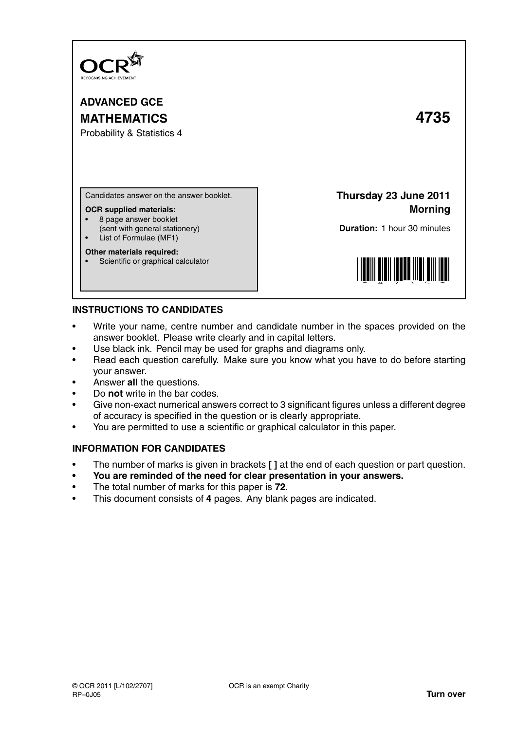OCR
RECOGNISING ACHIEVEMENT

**ADVANCED GCE**

**MATHEMATICS** **4735**

Probability & Statistics 4

Candidates answer on the answer booklet.

**OCR supplied materials:**

- 8 page answer booklet (sent with general stationery)
- List of Formulae (MF1)

**Other materials required:**

- Scientific or graphical calculator

**Thursday 23 June 2011**
**Morning**

**Duration:** 1 hour 30 minutes

## INSTRUCTIONS TO CANDIDATES

- Write your name, centre number and candidate number in the spaces provided on the answer booklet. Please write clearly and in capital letters.
- Use black ink. Pencil may be used for graphs and diagrams only.
- Read each question carefully. Make sure you know what you have to do before starting your answer.
- Answer **all** the questions.
- Do **not** write in the bar codes.
- Give non-exact numerical answers correct to 3 significant figures unless a different degree of accuracy is specified in the question or is clearly appropriate.
- You are permitted to use a scientific or graphical calculator in this paper.

## INFORMATION FOR CANDIDATES

- The number of marks is given in brackets **[ ]** at the end of each question or part question.
- **You are reminded of the need for clear presentation in your answers.**
- The total number of marks for this paper is **72**.
- This document consists of **4** pages. Any blank pages are indicated.

© OCR 2011 [L/102/2707] OCR is an exempt Charity
RP–0J05 **Turn over**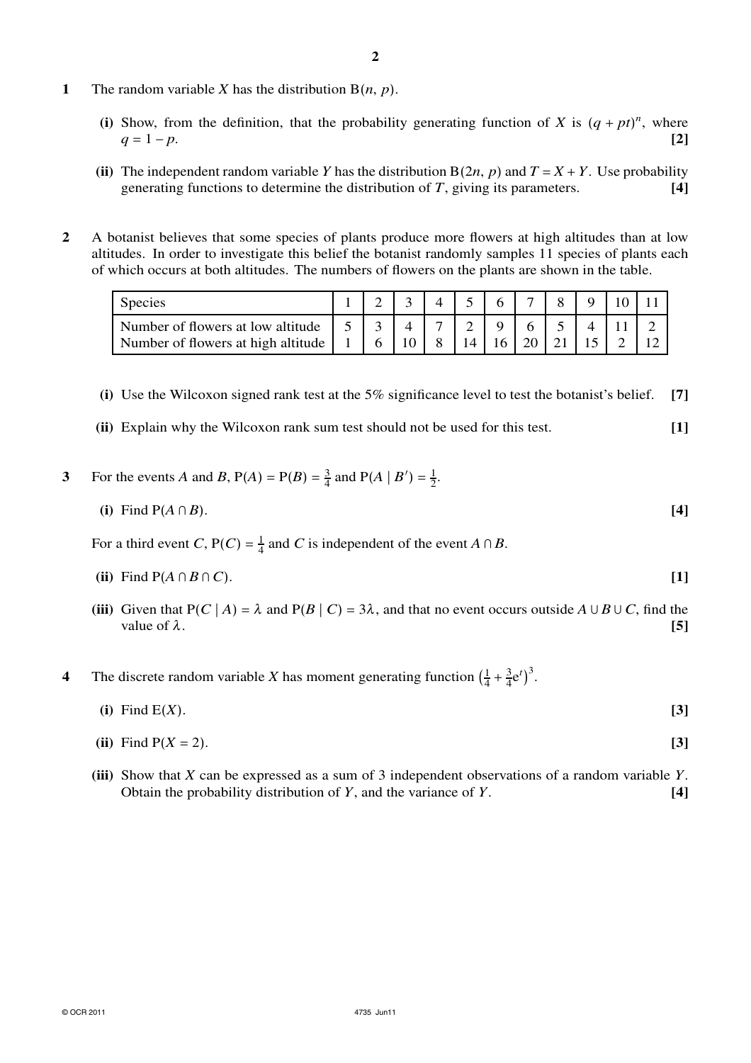**1** The random variable $X$ has the distribution $B(n, p)$.

**(i)** Show, from the definition, that the probability generating function of $X$ is $(q + pt)^n$, where $q = 1 - p$. **[2]**

**(ii)** The independent random variable $Y$ has the distribution $B(2n, p)$ and $T = X + Y$. Use probability generating functions to determine the distribution of $T$, giving its parameters. **[4]**

**2** A botanist believes that some species of plants produce more flowers at high altitudes than at low altitudes. In order to investigate this belief the botanist randomly samples 11 species of plants each of which occurs at both altitudes. The numbers of flowers on the plants are shown in the table.

| Species | 1 | 2 | 3 | 4 | 5 | 6 | 7 | 8 | 9 | 10 | 11 |
|---|---|---|---|---|---|---|---|---|---|---|---|
| Number of flowers at low altitude | 5 | 3 | 4 | 7 | 2 | 9 | 6 | 5 | 4 | 11 | 2 |
| Number of flowers at high altitude | 1 | 6 | 10 | 8 | 14 | 16 | 20 | 21 | 15 | 2 | 12 |

**(i)** Use the Wilcoxon signed rank test at the 5% significance level to test the botanist's belief. **[7]**

**(ii)** Explain why the Wilcoxon rank sum test should not be used for this test. **[1]**

**3** For the events $A$ and $B$, $P(A) = P(B) = \frac{3}{4}$ and $P(A \mid B') = \frac{1}{2}$.

**(i)** Find $P(A \cap B)$. **[4]**

For a third event $C$, $P(C) = \frac{1}{4}$ and $C$ is independent of the event $A \cap B$.

**(ii)** Find $P(A \cap B \cap C)$. **[1]**

**(iii)** Given that $P(C \mid A) = \lambda$ and $P(B \mid C) = 3\lambda$, and that no event occurs outside $A \cup B \cup C$, find the value of $\lambda$. **[5]**

**4** The discrete random variable $X$ has moment generating function $\left(\frac{1}{4} + \frac{3}{4}e^t\right)^3$.

**(i)** Find $E(X)$. **[3]**

**(ii)** Find $P(X = 2)$. **[3]**

**(iii)** Show that $X$ can be expressed as a sum of 3 independent observations of a random variable $Y$. Obtain the probability distribution of $Y$, and the variance of $Y$. **[4]**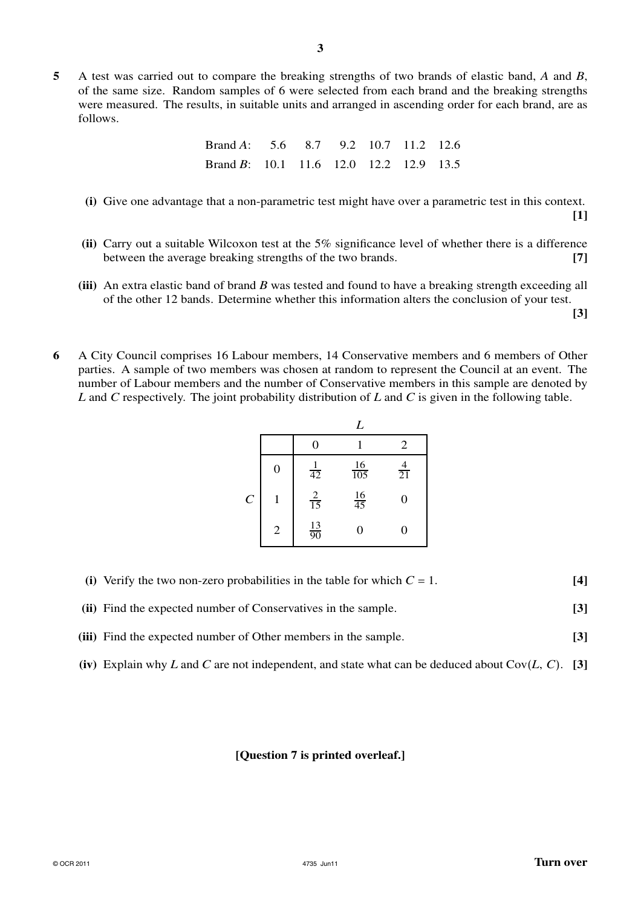**5** A test was carried out to compare the breaking strengths of two brands of elastic band, $A$ and $B$, of the same size. Random samples of 6 were selected from each brand and the breaking strengths were measured. The results, in suitable units and arranged in ascending order for each brand, are as follows.

| | | | | | | |
|---|---|---|---|---|---|---|
| Brand $A$: | 5.6 | 8.7 | 9.2 | 10.7 | 11.2 | 12.6 |
| Brand $B$: | 10.1 | 11.6 | 12.0 | 12.2 | 12.9 | 13.5 |

**(i)** Give one advantage that a non-parametric test might have over a parametric test in this context. **[1]**

**(ii)** Carry out a suitable Wilcoxon test at the 5% significance level of whether there is a difference between the average breaking strengths of the two brands. **[7]**

**(iii)** An extra elastic band of brand $B$ was tested and found to have a breaking strength exceeding all of the other 12 bands. Determine whether this information alters the conclusion of your test. **[3]**

**6** A City Council comprises 16 Labour members, 14 Conservative members and 6 members of Other parties. A sample of two members was chosen at random to represent the Council at an event. The number of Labour members and the number of Conservative members in this sample are denoted by $L$ and $C$ respectively. The joint probability distribution of $L$ and $C$ is given in the following table.

| | | $L$ | | |
|---|---|---|---|---|
| | | 0 | 1 | 2 |
| $C$ | 0 | $\frac{1}{42}$ | $\frac{16}{105}$ | $\frac{4}{21}$ |
| | 1 | $\frac{2}{15}$ | $\frac{16}{45}$ | 0 |
| | 2 | $\frac{13}{90}$ | 0 | 0 |

**(i)** Verify the two non-zero probabilities in the table for which $C = 1$. **[4]**

**(ii)** Find the expected number of Conservatives in the sample. **[3]**

**(iii)** Find the expected number of Other members in the sample. **[3]**

**(iv)** Explain why $L$ and $C$ are not independent, and state what can be deduced about $\text{Cov}(L, C)$. **[3]**

**[Question 7 is printed overleaf.]**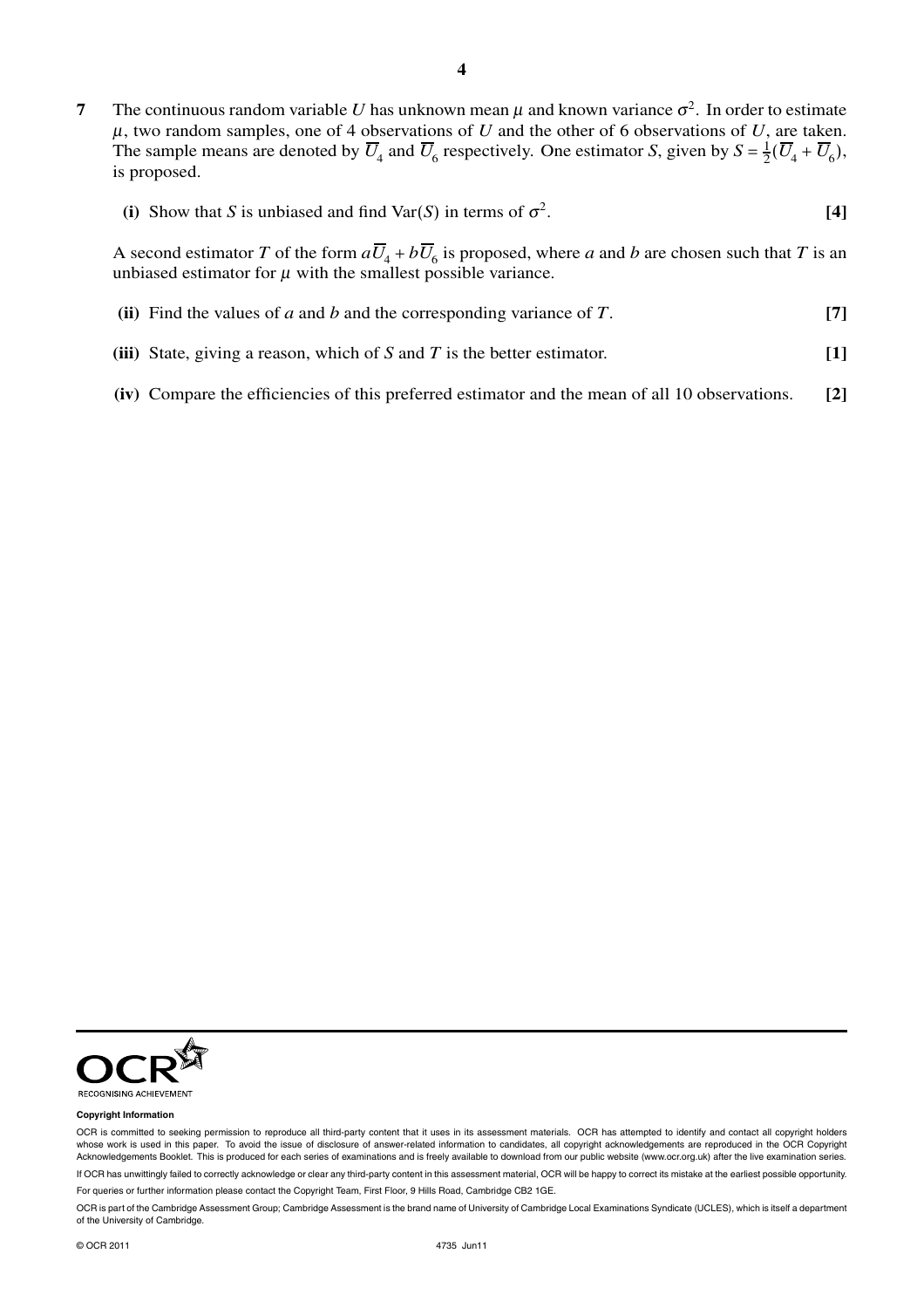**7** The continuous random variable $U$ has unknown mean $\mu$ and known variance $\sigma^2$. In order to estimate $\mu$, two random samples, one of 4 observations of $U$ and the other of 6 observations of $U$, are taken. The sample means are denoted by $\overline{U}_4$ and $\overline{U}_6$ respectively. One estimator $S$, given by $S = \frac{1}{2}(\overline{U}_4 + \overline{U}_6)$, is proposed.

**(i)** Show that $S$ is unbiased and find $\text{Var}(S)$ in terms of $\sigma^2$. **[4]**

A second estimator $T$ of the form $a\overline{U}_4 + b\overline{U}_6$ is proposed, where $a$ and $b$ are chosen such that $T$ is an unbiased estimator for $\mu$ with the smallest possible variance.

**(ii)** Find the values of $a$ and $b$ and the corresponding variance of $T$. **[7]**

**(iii)** State, giving a reason, which of $S$ and $T$ is the better estimator. **[1]**

**(iv)** Compare the efficiencies of this preferred estimator and the mean of all 10 observations. **[2]**

**Copyright Information**

OCR is committed to seeking permission to reproduce all third-party content that it uses in its assessment materials. OCR has attempted to identify and contact all copyright holders whose work is used in this paper. To avoid the issue of disclosure of answer-related information to candidates, all copyright acknowledgements are reproduced in the OCR Copyright Acknowledgements Booklet. This is produced for each series of examinations and is freely available to download from our public website (www.ocr.org.uk) after the live examination series.

If OCR has unwittingly failed to correctly acknowledge or clear any third-party content in this assessment material, OCR will be happy to correct its mistake at the earliest possible opportunity.

For queries or further information please contact the Copyright Team, First Floor, 9 Hills Road, Cambridge CB2 1GE.

OCR is part of the Cambridge Assessment Group; Cambridge Assessment is the brand name of University of Cambridge Local Examinations Syndicate (UCLES), which is itself a department of the University of Cambridge.

© OCR 2011 4735 Jun11